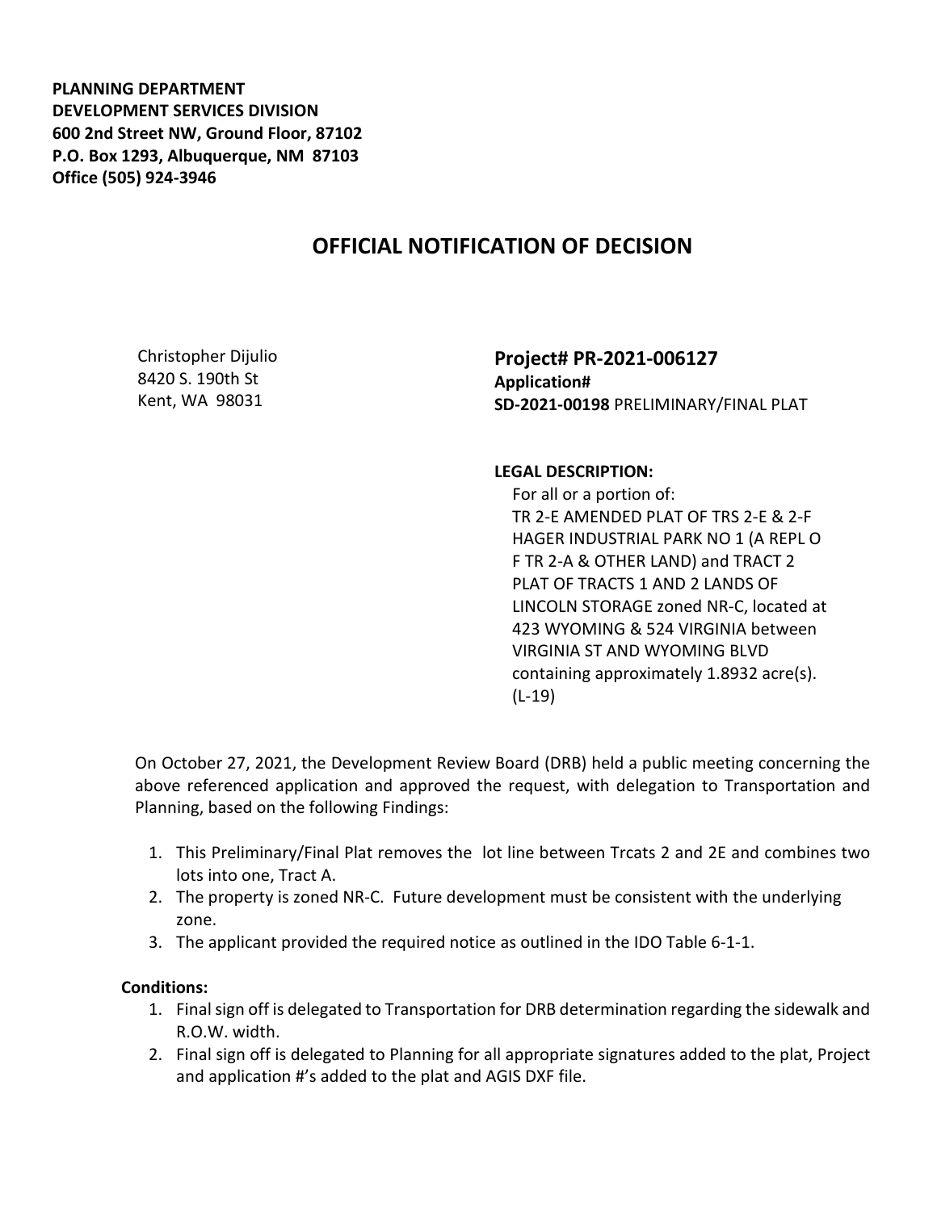**PLANNING DEPARTMENT**
**DEVELOPMENT SERVICES DIVISION**
**600 2nd Street NW, Ground Floor, 87102**
**P.O. Box 1293, Albuquerque, NM 87103**
**Office (505) 924-3946**

# OFFICIAL NOTIFICATION OF DECISION

Christopher Dijulio
8420 S. 190th St
Kent, WA 98031

**Project# PR-2021-006127**
**Application#**
**SD-2021-00198** PRELIMINARY/FINAL PLAT

**LEGAL DESCRIPTION:**
For all or a portion of:
TR 2-E AMENDED PLAT OF TRS 2-E & 2-F HAGER INDUSTRIAL PARK NO 1 (A REPL O F TR 2-A & OTHER LAND) and TRACT 2 PLAT OF TRACTS 1 AND 2 LANDS OF LINCOLN STORAGE zoned NR-C, located at 423 WYOMING & 524 VIRGINIA between VIRGINIA ST AND WYOMING BLVD containing approximately 1.8932 acre(s). (L-19)

On October 27, 2021, the Development Review Board (DRB) held a public meeting concerning the above referenced application and approved the request, with delegation to Transportation and Planning, based on the following Findings:

1. This Preliminary/Final Plat removes the lot line between Trcats 2 and 2E and combines two lots into one, Tract A.
2. The property is zoned NR-C. Future development must be consistent with the underlying zone.
3. The applicant provided the required notice as outlined in the IDO Table 6-1-1.

**Conditions:**

1. Final sign off is delegated to Transportation for DRB determination regarding the sidewalk and R.O.W. width.
2. Final sign off is delegated to Planning for all appropriate signatures added to the plat, Project and application #'s added to the plat and AGIS DXF file.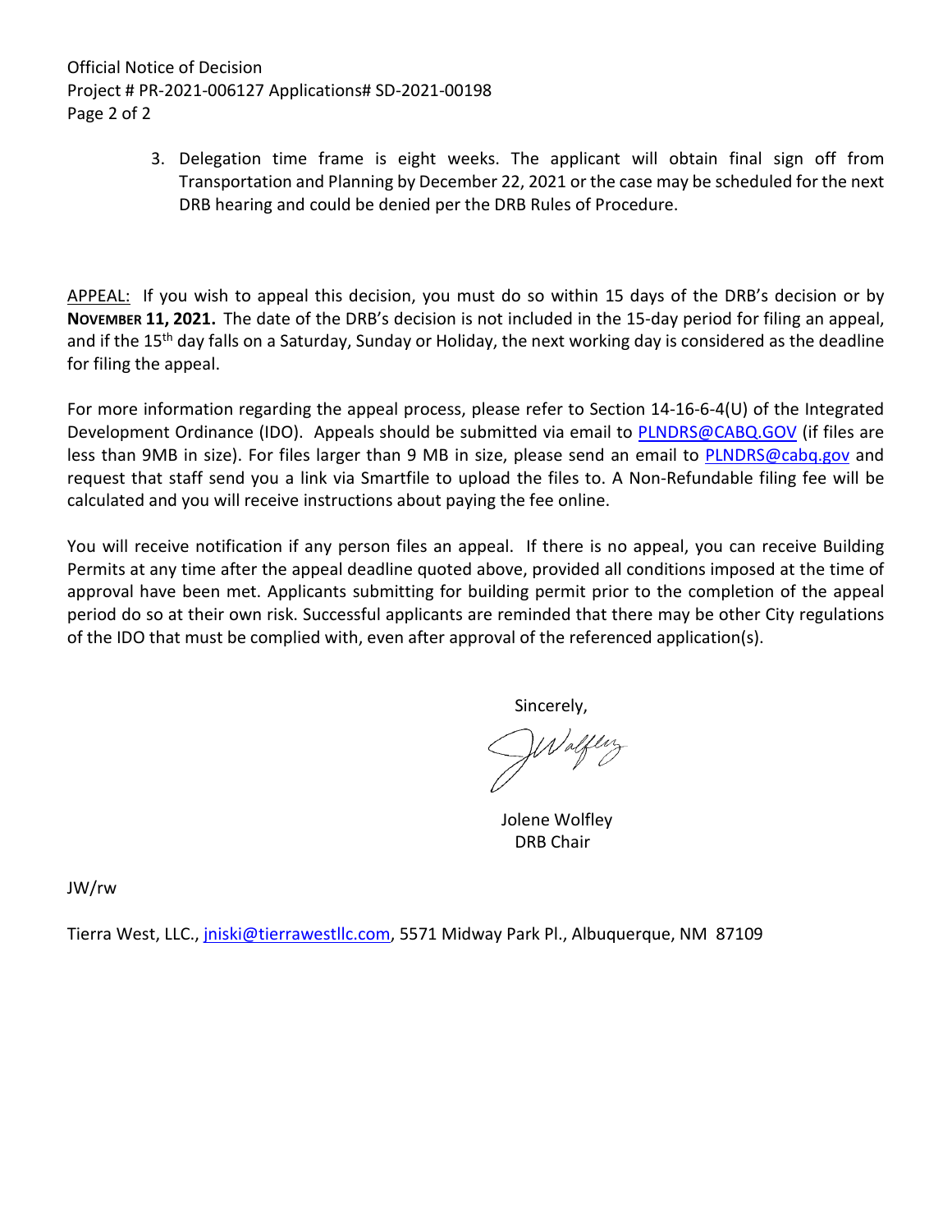3. Delegation time frame is eight weeks. The applicant will obtain final sign off from Transportation and Planning by December 22, 2021 or the case may be scheduled for the next DRB hearing and could be denied per the DRB Rules of Procedure.

APPEAL: If you wish to appeal this decision, you must do so within 15 days of the DRB's decision or by **NOVEMBER 11, 2021.** The date of the DRB's decision is not included in the 15-day period for filing an appeal, and if the 15th day falls on a Saturday, Sunday or Holiday, the next working day is considered as the deadline for filing the appeal.

For more information regarding the appeal process, please refer to Section 14-16-6-4(U) of the Integrated Development Ordinance (IDO). Appeals should be submitted via email to PLNDRS@CABQ.GOV (if files are less than 9MB in size). For files larger than 9 MB in size, please send an email to PLNDRS@cabq.gov and request that staff send you a link via Smartfile to upload the files to. A Non-Refundable filing fee will be calculated and you will receive instructions about paying the fee online.

You will receive notification if any person files an appeal. If there is no appeal, you can receive Building Permits at any time after the appeal deadline quoted above, provided all conditions imposed at the time of approval have been met. Applicants submitting for building permit prior to the completion of the appeal period do so at their own risk. Successful applicants are reminded that there may be other City regulations of the IDO that must be complied with, even after approval of the referenced application(s).

Sincerely,

Jolene Wolfley
DRB Chair

JW/rw

Tierra West, LLC., jniski@tierrawestllc.com, 5571 Midway Park Pl., Albuquerque, NM 87109